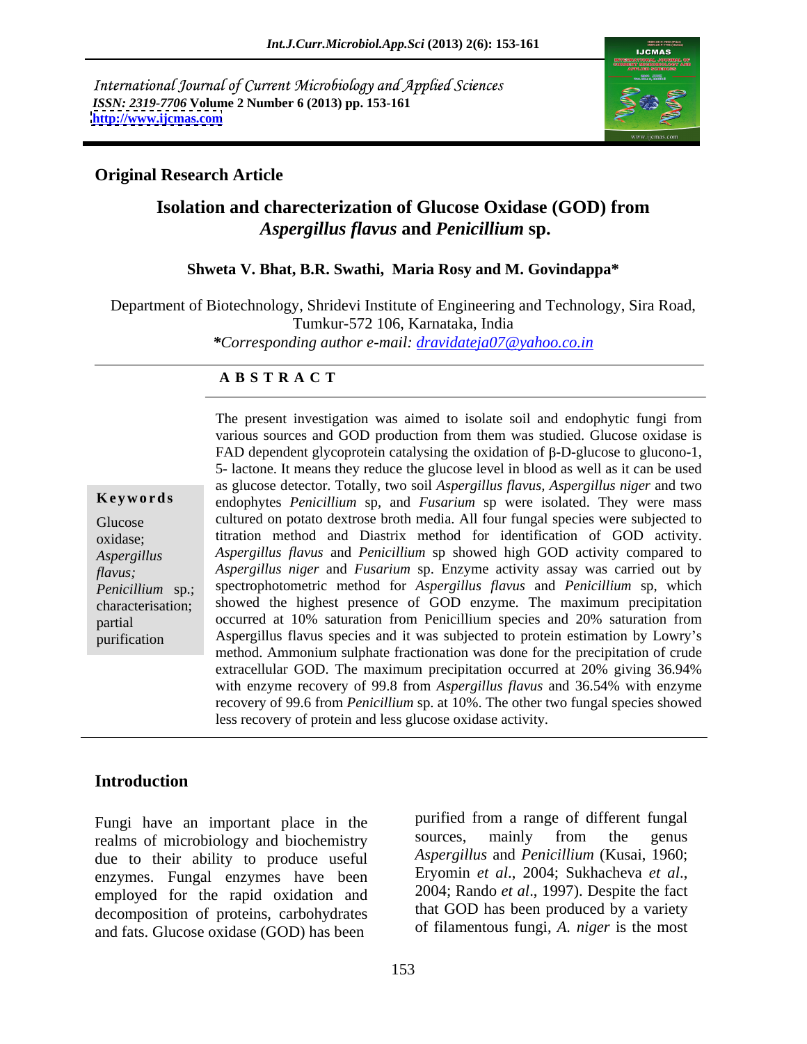International Journal of Current Microbiology and Applied Sciences
*ISSN: 2319-7706* **Volume 2 Number 6 (2013) pp. 153-161**
**http://www.ijcmas.com**

**Original Research Article**

# Isolation and charecterization of Glucose Oxidase (GOD) from *Aspergillus flavus* and *Penicillium* sp.

**Shweta V. Bhat, B.R. Swathi, Maria Rosy and M. Govindappa***

Department of Biotechnology, Shridevi Institute of Engineering and Technology, Sira Road, Tumkur-572 106, Karnataka, India

***Corresponding author e-mail:** *dravidateja07@yahoo.co.in*

## A B S T R A C T

**Keywords**

Glucose oxidase; *Aspergillus flavus;* *Penicillium* sp.; characterisation; partial purification

The present investigation was aimed to isolate soil and endophytic fungi from various sources and GOD production from them was studied. Glucose oxidase is FAD dependent glycoprotein catalysing the oxidation of β-D-glucose to glucono-1, 5- lactone. It means they reduce the glucose level in blood as well as it can be used as glucose detector. Totally, two soil *Aspergillus flavus*, *Aspergillus niger* and two endophytes *Penicillium* sp, and *Fusarium* sp were isolated. They were mass cultured on potato dextrose broth media. All four fungal species were subjected to titration method and Diastrix method for identification of GOD activity. *Aspergillus flavus* and *Penicillium* sp showed high GOD activity compared to *Aspergillus niger* and *Fusarium* sp. Enzyme activity assay was carried out by spectrophotometric method for *Aspergillus flavus* and *Penicillium* sp, which showed the highest presence of GOD enzyme. The maximum precipitation occurred at 10% saturation from Penicillium species and 20% saturation from Aspergillus flavus species and it was subjected to protein estimation by Lowry's method. Ammonium sulphate fractionation was done for the precipitation of crude extracellular GOD. The maximum precipitation occurred at 20% giving 36.94% with enzyme recovery of 99.8 from *Aspergillus flavus* and 36.54% with enzyme recovery of 99.6 from *Penicillium* sp. at 10%. The other two fungal species showed less recovery of protein and less glucose oxidase activity.

## Introduction

Fungi have an important place in the realms of microbiology and biochemistry due to their ability to produce useful enzymes. Fungal enzymes have been employed for the rapid oxidation and decomposition of proteins, carbohydrates and fats. Glucose oxidase (GOD) has been purified from a range of different fungal sources, mainly from the genus *Aspergillus* and *Penicillium* (Kusai, 1960; Eryomin *et al*., 2004; Sukhacheva *et al*., 2004; Rando *et al*., 1997). Despite the fact that GOD has been produced by a variety of filamentous fungi, *A. niger* is the most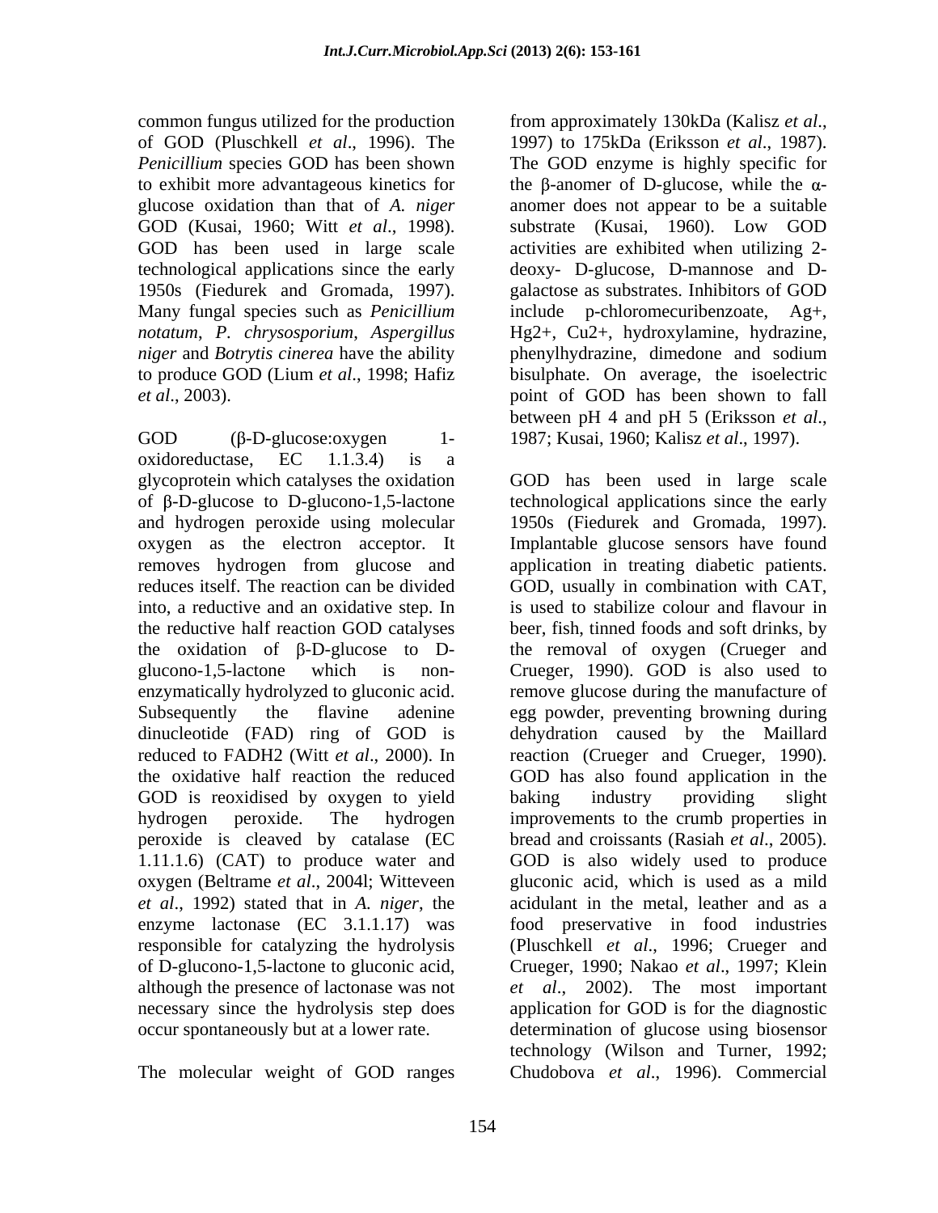common fungus utilized for the production of GOD (Pluschkell *et al*., 1996). The *Penicillium* species GOD has been shown to exhibit more advantageous kinetics for glucose oxidation than that of *A. niger* GOD (Kusai, 1960; Witt *et al*., 1998). GOD has been used in large scale technological applications since the early 1950s (Fiedurek and Gromada, 1997). Many fungal species such as *Penicillium notatum*, *P. chrysosporium*, *Aspergillus niger* and *Botrytis cinerea* have the ability to produce GOD (Lium *et al*., 1998; Hafiz *et al*., 2003).

GOD (β-D-glucose:oxygen 1-oxidoreductase, EC 1.1.3.4) is a glycoprotein which catalyses the oxidation of β-D-glucose to D-glucono-1,5-lactone and hydrogen peroxide using molecular oxygen as the electron acceptor. It removes hydrogen from glucose and reduces itself. The reaction can be divided into, a reductive and an oxidative step. In the reductive half reaction GOD catalyses the oxidation of β-D-glucose to D-glucono-1,5-lactone which is non-enzymatically hydrolyzed to gluconic acid. Subsequently the flavine adenine dinucleotide (FAD) ring of GOD is reduced to $FADH_2$ (Witt *et al*., 2000). In the oxidative half reaction the reduced GOD is reoxidised by oxygen to yield hydrogen peroxide. The hydrogen peroxide is cleaved by catalase (EC 1.11.1.6) (CAT) to produce water and oxygen (Beltrame *et al*., 2004l; Witteveen *et al*., 1992) stated that in *A. niger*, the enzyme lactonase (EC 3.1.1.17) was responsible for catalyzing the hydrolysis of D-glucono-1,5-lactone to gluconic acid, although the presence of lactonase was not necessary since the hydrolysis step does occur spontaneously but at a lower rate.

The molecular weight of GOD ranges from approximately 130kDa (Kalisz *et al*., 1997) to 175kDa (Eriksson *et al*., 1987). The GOD enzyme is highly specific for the β-anomer of D-glucose, while the α-anomer does not appear to be a suitable substrate (Kusai, 1960). Low GOD activities are exhibited when utilizing 2-deoxy- D-glucose, D-mannose and D-galactose as substrates. Inhibitors of GOD include p-chloromecuribenzoate, $Ag^+$, $Hg^{2+}$, $Cu^{2+}$, hydroxylamine, hydrazine, phenylhydrazine, dimedone and sodium bisulphate. On average, the isoelectric point of GOD has been shown to fall between pH 4 and pH 5 (Eriksson *et al*., 1987; Kusai, 1960; Kalisz *et al*., 1997).

GOD has been used in large scale technological applications since the early 1950s (Fiedurek and Gromada, 1997). Implantable glucose sensors have found application in treating diabetic patients. GOD, usually in combination with CAT, is used to stabilize colour and flavour in beer, fish, tinned foods and soft drinks, by the removal of oxygen (Crueger and Crueger, 1990). GOD is also used to remove glucose during the manufacture of egg powder, preventing browning during dehydration caused by the Maillard reaction (Crueger and Crueger, 1990). GOD has also found application in the baking industry providing slight improvements to the crumb properties in bread and croissants (Rasiah *et al*., 2005). GOD is also widely used to produce gluconic acid, which is used as a mild acidulant in the metal, leather and as a food preservative in food industries (Pluschkell *et al*., 1996; Crueger and Crueger, 1990; Nakao *et al*., 1997; Klein *et al*., 2002). The most important application for GOD is for the diagnostic determination of glucose using biosensor technology (Wilson and Turner, 1992; Chudobova *et al*., 1996). Commercial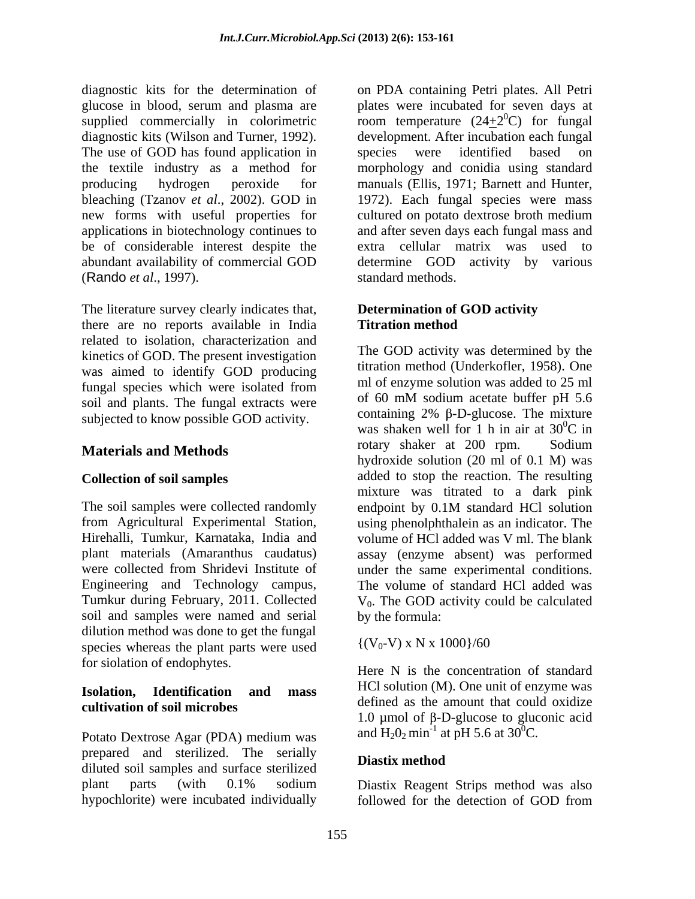diagnostic kits for the determination of glucose in blood, serum and plasma are supplied commercially in colorimetric diagnostic kits (Wilson and Turner, 1992). The use of GOD has found application in the textile industry as a method for producing hydrogen peroxide for bleaching (Tzanov *et al*., 2002). GOD in new forms with useful properties for applications in biotechnology continues to be of considerable interest despite the abundant availability of commercial GOD (Rando *et al*., 1997).

The literature survey clearly indicates that, there are no reports available in India related to isolation, characterization and kinetics of GOD. The present investigation was aimed to identify GOD producing fungal species which were isolated from soil and plants. The fungal extracts were subjected to know possible GOD activity.

## Materials and Methods

### Collection of soil samples

The soil samples were collected randomly from Agricultural Experimental Station, Hirehalli, Tumkur, Karnataka, India and plant materials (Amaranthus caudatus) were collected from Shridevi Institute of Engineering and Technology campus, Tumkur during February, 2011. Collected soil and samples were named and serial dilution method was done to get the fungal species whereas the plant parts were used for siolation of endophytes.

### Isolation, Identification and mass cultivation of soil microbes

Potato Dextrose Agar (PDA) medium was prepared and sterilized. The serially diluted soil samples and surface sterilized plant parts (with 0.1% sodium hypochlorite) were incubated individually on PDA containing Petri plates. All Petri plates were incubated for seven days at room temperature ($24 \pm 2^0$C) for fungal development. After incubation each fungal species were identified based on morphology and conidia using standard manuals (Ellis, 1971; Barnett and Hunter, 1972). Each fungal species were mass cultured on potato dextrose broth medium and after seven days each fungal mass and extra cellular matrix was used to determine GOD activity by various standard methods.

### Determination of GOD activity

### Titration method

The GOD activity was determined by the titration method (Underkofler, 1958). One ml of enzyme solution was added to 25 ml of 60 mM sodium acetate buffer pH 5.6 containing 2% β-D-glucose. The mixture was shaken well for 1 h in air at $30^0$C in rotary shaker at 200 rpm. Sodium hydroxide solution (20 ml of 0.1 M) was added to stop the reaction. The resulting mixture was titrated to a dark pink endpoint by 0.1M standard HCl solution using phenolphthalein as an indicator. The volume of HCl added was V ml. The blank assay (enzyme absent) was performed under the same experimental conditions. The volume of standard HCl added was $V_0$. The GOD activity could be calculated by the formula:

$$\{(V_0\text{-}V) \times N \times 1000\}/60$$

Here N is the concentration of standard HCl solution (M). One unit of enzyme was defined as the amount that could oxidize 1.0 µmol of β-D-glucose to gluconic acid and $H_20_2$ $min^{-1}$ at pH 5.6 at $30^0$C.

### Diastix method

Diastix Reagent Strips method was also followed for the detection of GOD from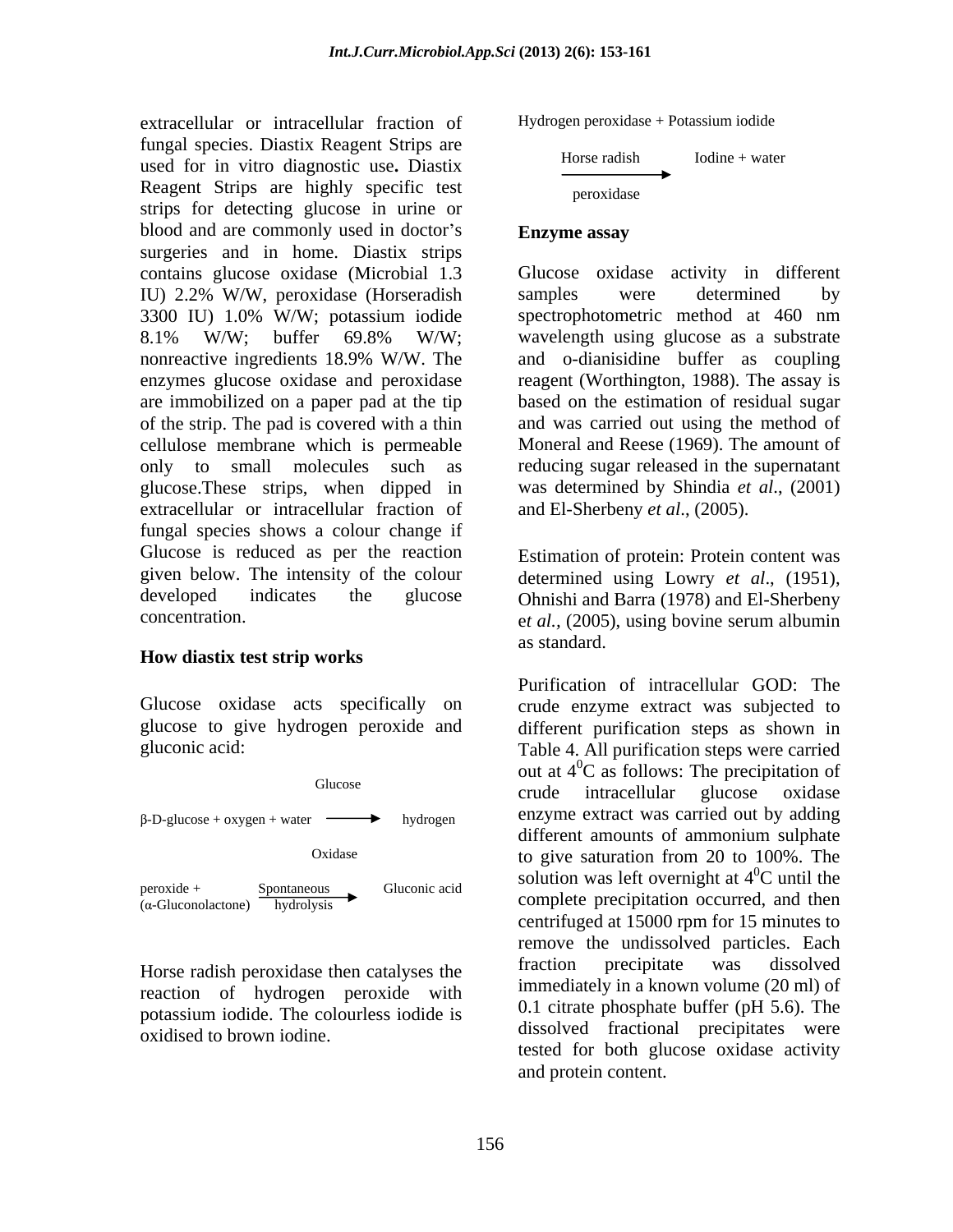extracellular or intracellular fraction of fungal species. Diastix Reagent Strips are used for in vitro diagnostic use**.** Diastix Reagent Strips are highly specific test strips for detecting glucose in urine or blood and are commonly used in doctor's surgeries and in home. Diastix strips contains glucose oxidase (Microbial 1.3 IU) 2.2% W/W, peroxidase (Horseradish 3300 IU) 1.0% W/W; potassium iodide 8.1% W/W; buffer 69.8% W/W; nonreactive ingredients 18.9% W/W. The enzymes glucose oxidase and peroxidase are immobilized on a paper pad at the tip of the strip. The pad is covered with a thin cellulose membrane which is permeable only to small molecules such as glucose.These strips, when dipped in extracellular or intracellular fraction of fungal species shows a colour change if Glucose is reduced as per the reaction given below. The intensity of the colour developed indicates the glucose concentration.

**How diastix test strip works**

Glucose oxidase acts specifically on glucose to give hydrogen peroxide and gluconic acid:

$$\beta\text{-D-glucose} + \text{oxygen} + \text{water} \xrightarrow[\text{Oxidase}]{\text{Glucose}} \text{hydrogen peroxide} + (\alpha\text{-Gluconolactone}) \xrightarrow[\text{hydrolysis}]{\text{Spontaneous}} \text{Gluconic acid}$$

Horse radish peroxidase then catalyses the reaction of hydrogen peroxide with potassium iodide. The colourless iodide is oxidised to brown iodine.

$$\text{Hydrogen peroxidase} + \text{Potassium iodide} \xrightarrow[\text{peroxidase}]{\text{Horse radish}} \text{Iodine} + \text{water}$$

**Enzyme assay**

Glucose oxidase activity in different samples were determined by spectrophotometric method at 460 nm wavelength using glucose as a substrate and o-dianisidine buffer as coupling reagent (Worthington, 1988). The assay is based on the estimation of residual sugar and was carried out using the method of Moneral and Reese (1969). The amount of reducing sugar released in the supernatant was determined by Shindia *et al*., (2001) and El-Sherbeny *et al*., (2005).

Estimation of protein: Protein content was determined using Lowry *et al*., (1951), Ohnishi and Barra (1978) and El-Sherbeny e*t al.,* (2005), using bovine serum albumin as standard.

Purification of intracellular GOD: The crude enzyme extract was subjected to different purification steps as shown in Table 4. All purification steps were carried out at $4^0$C as follows: The precipitation of crude intracellular glucose oxidase enzyme extract was carried out by adding different amounts of ammonium sulphate to give saturation from 20 to 100%. The solution was left overnight at $4^0$C until the complete precipitation occurred, and then centrifuged at 15000 rpm for 15 minutes to remove the undissolved particles. Each fraction precipitate was dissolved immediately in a known volume (20 ml) of 0.1 citrate phosphate buffer (pH 5.6). The dissolved fractional precipitates were tested for both glucose oxidase activity and protein content.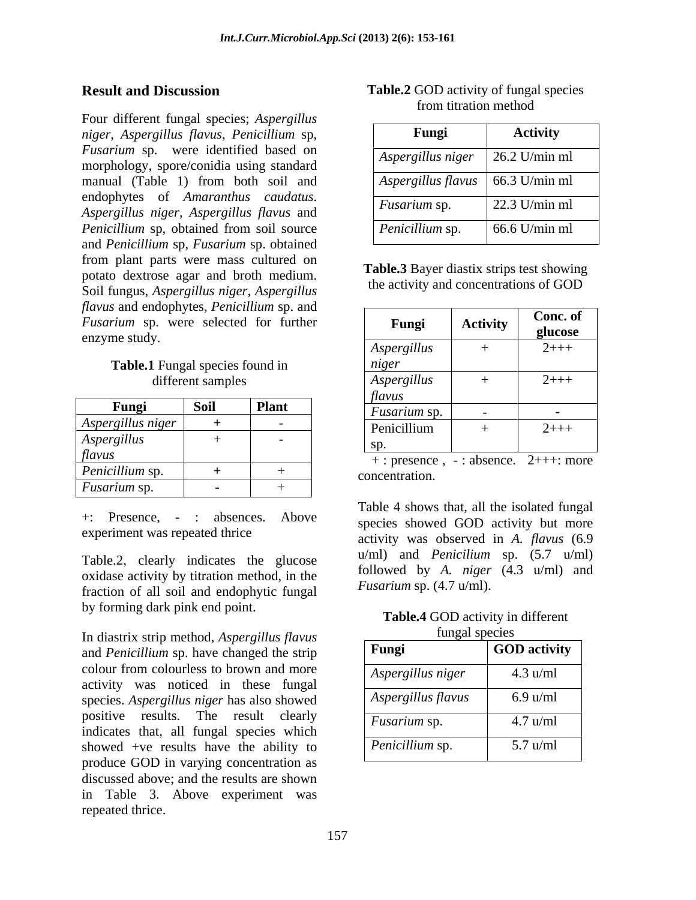## Result and Discussion

Four different fungal species; *Aspergillus niger*, *Aspergillus flavus*, *Penicillium* sp, *Fusarium* sp. were identified based on morphology, spore/conidia using standard manual (Table 1) from both soil and endophytes of *Amaranthus caudatus*. *Aspergillus niger*, *Aspergillus flavus* and *Penicillium* sp, obtained from soil source and *Penicillium* sp, *Fusarium* sp. obtained from plant parts were mass cultured on potato dextrose agar and broth medium. Soil fungus, *Aspergillus niger*, *Aspergillus flavus* and endophytes, *Penicillium* sp. and *Fusarium* sp. were selected for further enzyme study.

**Table.1** Fungal species found in different samples

| Fungi | Soil | Plant |
|---|---|---|
| *Aspergillus niger* | + | - |
| *Aspergillus flavus* | + | - |
| *Penicillium* sp. | + | + |
| *Fusarium* sp. | - | + |

+: Presence, - : absences. Above experiment was repeated thrice

Table.2, clearly indicates the glucose oxidase activity by titration method, in the fraction of all soil and endophytic fungal by forming dark pink end point.

In diastrix strip method, *Aspergillus flavus* and *Penicillium* sp. have changed the strip colour from colourless to brown and more activity was noticed in these fungal species. *Aspergillus niger* has also showed positive results. The result clearly indicates that, all fungal species which showed +ve results have the ability to produce GOD in varying concentration as discussed above; and the results are shown in Table 3. Above experiment was repeated thrice.

**Table.2** GOD activity of fungal species from titration method

| Fungi | Activity |
|---|---|
| *Aspergillus niger* | 26.2 U/min ml |
| *Aspergillus flavus* | 66.3 U/min ml |
| *Fusarium* sp. | 22.3 U/min ml |
| *Penicillium* sp. | 66.6 U/min ml |

**Table.3** Bayer diastix strips test showing the activity and concentrations of GOD

| Fungi | Activity | Conc. of glucose |
|---|---|---|
| *Aspergillus niger* | + | 2+++ |
| *Aspergillus flavus* | + | 2+++ |
| *Fusarium* sp. | - | - |
| Penicillium sp. | + | 2+++ |

+ : presence , - : absence. 2+++: more concentration.

Table 4 shows that, all the isolated fungal species showed GOD activity but more activity was observed in *A. flavus* (6.9 u/ml) and *Penicilium* sp. (5.7 u/ml) followed by *A. niger* (4.3 u/ml) and *Fusarium* sp. (4.7 u/ml).

**Table.4** GOD activity in different fungal species

| Fungi | GOD activity |
|---|---|
| *Aspergillus niger* | 4.3 u/ml |
| *Aspergillus flavus* | 6.9 u/ml |
| *Fusarium* sp. | 4.7 u/ml |
| *Penicillium* sp. | 5.7 u/ml |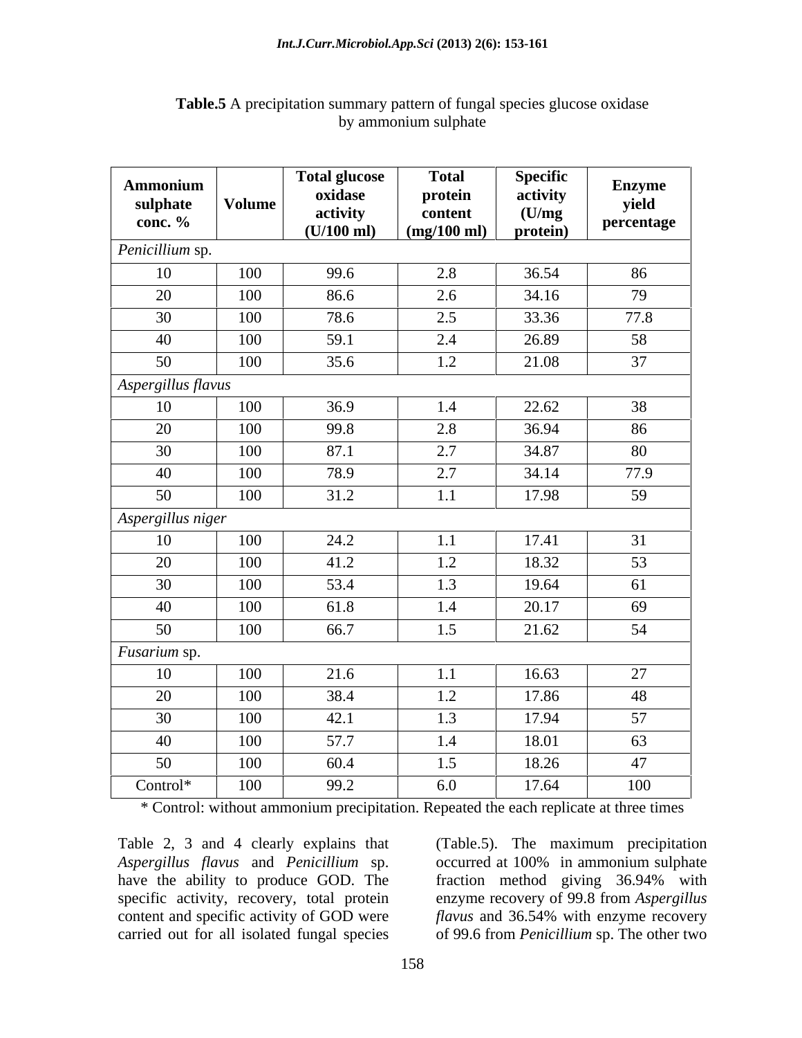**Table.5** A precipitation summary pattern of fungal species glucose oxidase by ammonium sulphate

| Ammonium sulphate conc. % | Volume | Total glucose oxidase activity (U/100 ml) | Total protein content (mg/100 ml) | Specific activity (U/mg protein) | Enzyme yield percentage |
|---|---|---|---|---|---|
| *Penicillium* sp. | | | | | |
| 10 | 100 | 99.6 | 2.8 | 36.54 | 86 |
| 20 | 100 | 86.6 | 2.6 | 34.16 | 79 |
| 30 | 100 | 78.6 | 2.5 | 33.36 | 77.8 |
| 40 | 100 | 59.1 | 2.4 | 26.89 | 58 |
| 50 | 100 | 35.6 | 1.2 | 21.08 | 37 |
| *Aspergillus flavus* | | | | | |
| 10 | 100 | 36.9 | 1.4 | 22.62 | 38 |
| 20 | 100 | 99.8 | 2.8 | 36.94 | 86 |
| 30 | 100 | 87.1 | 2.7 | 34.87 | 80 |
| 40 | 100 | 78.9 | 2.7 | 34.14 | 77.9 |
| 50 | 100 | 31.2 | 1.1 | 17.98 | 59 |
| *Aspergillus niger* | | | | | |
| 10 | 100 | 24.2 | 1.1 | 17.41 | 31 |
| 20 | 100 | 41.2 | 1.2 | 18.32 | 53 |
| 30 | 100 | 53.4 | 1.3 | 19.64 | 61 |
| 40 | 100 | 61.8 | 1.4 | 20.17 | 69 |
| 50 | 100 | 66.7 | 1.5 | 21.62 | 54 |
| *Fusarium* sp. | | | | | |
| 10 | 100 | 21.6 | 1.1 | 16.63 | 27 |
| 20 | 100 | 38.4 | 1.2 | 17.86 | 48 |
| 30 | 100 | 42.1 | 1.3 | 17.94 | 57 |
| 40 | 100 | 57.7 | 1.4 | 18.01 | 63 |
| 50 | 100 | 60.4 | 1.5 | 18.26 | 47 |
| Control* | 100 | 99.2 | 6.0 | 17.64 | 100 |

\* Control: without ammonium precipitation. Repeated the each replicate at three times

Table 2, 3 and 4 clearly explains that *Aspergillus flavus* and *Penicillium* sp. have the ability to produce GOD. The specific activity, recovery, total protein content and specific activity of GOD were carried out for all isolated fungal species (Table.5). The maximum precipitation occurred at 100% in ammonium sulphate fraction method giving 36.94% with enzyme recovery of 99.8 from *Aspergillus flavus* and 36.54% with enzyme recovery of 99.6 from *Penicillium* sp. The other two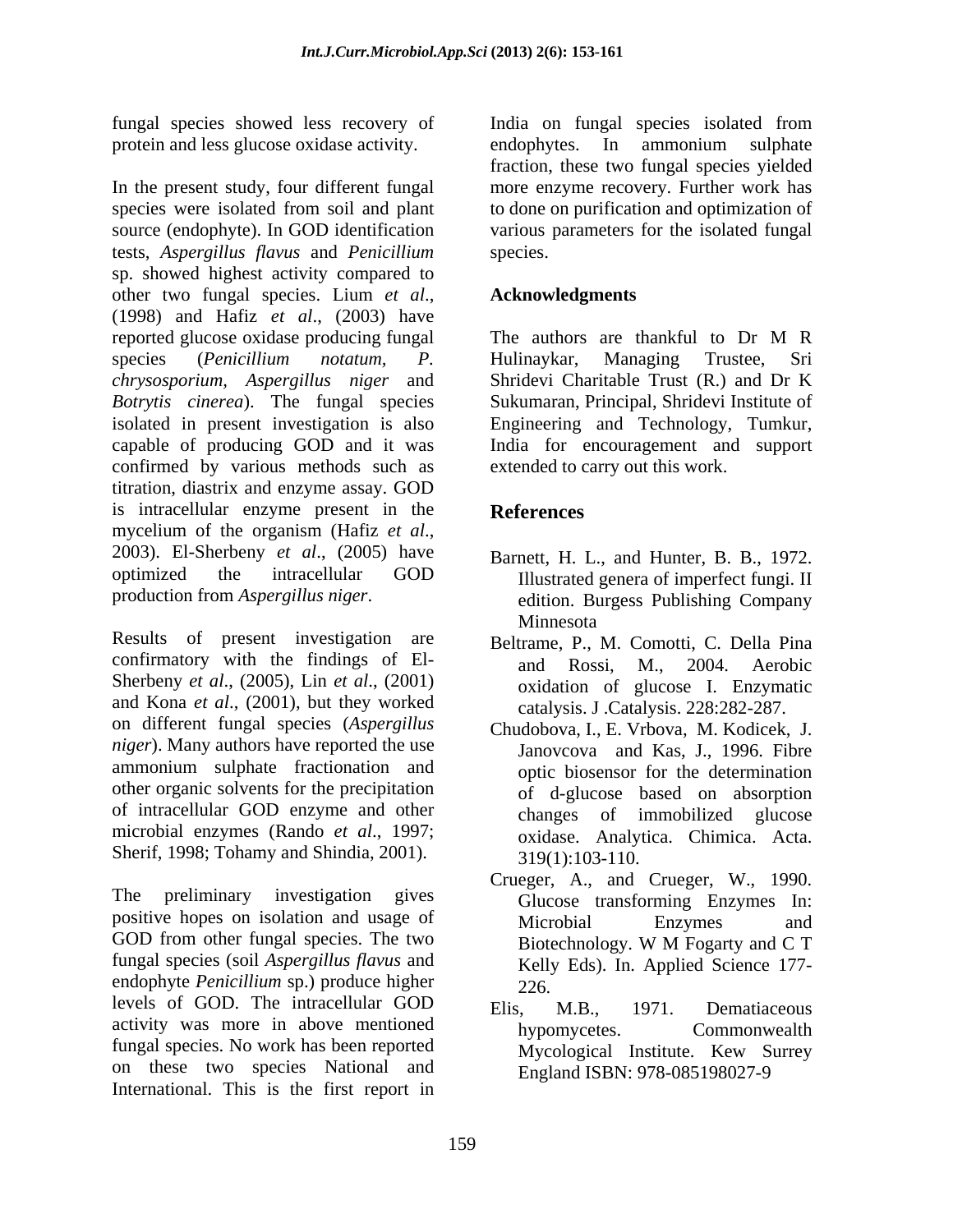fungal species showed less recovery of protein and less glucose oxidase activity.

In the present study, four different fungal species were isolated from soil and plant source (endophyte). In GOD identification tests, *Aspergillus flavus* and *Penicillium* sp. showed highest activity compared to other two fungal species. Lium *et al*., (1998) and Hafiz *et al*., (2003) have reported glucose oxidase producing fungal species (*Penicillium notatum*, *P. chrysosporium*, *Aspergillus niger* and *Botrytis cinerea*). The fungal species isolated in present investigation is also capable of producing GOD and it was confirmed by various methods such as titration, diastrix and enzyme assay. GOD is intracellular enzyme present in the mycelium of the organism (Hafiz *et al*., 2003). El-Sherbeny *et al*., (2005) have optimized the intracellular GOD production from *Aspergillus niger*.

Results of present investigation are confirmatory with the findings of El-Sherbeny *et al*., (2005), Lin *et al*., (2001) and Kona *et al*., (2001), but they worked on different fungal species (*Aspergillus niger*). Many authors have reported the use ammonium sulphate fractionation and other organic solvents for the precipitation of intracellular GOD enzyme and other microbial enzymes (Rando *et al*., 1997; Sherif, 1998; Tohamy and Shindia, 2001).

The preliminary investigation gives positive hopes on isolation and usage of GOD from other fungal species. The two fungal species (soil *Aspergillus flavus* and endophyte *Penicillium* sp.) produce higher levels of GOD. The intracellular GOD activity was more in above mentioned fungal species. No work has been reported on these two species National and International. This is the first report in India on fungal species isolated from endophytes. In ammonium sulphate fraction, these two fungal species yielded more enzyme recovery. Further work has to done on purification and optimization of various parameters for the isolated fungal species.

## Acknowledgments

The authors are thankful to Dr M R Hulinaykar, Managing Trustee, Sri Shridevi Charitable Trust (R.) and Dr K Sukumaran, Principal, Shridevi Institute of Engineering and Technology, Tumkur, India for encouragement and support extended to carry out this work.

## References

Barnett, H. L., and Hunter, B. B., 1972. Illustrated genera of imperfect fungi. II edition. Burgess Publishing Company Minnesota

Beltrame, P., M. Comotti, C. Della Pina and Rossi, M., 2004. Aerobic oxidation of glucose I. Enzymatic catalysis. J .Catalysis. 228:282-287.

Chudobova, I., E. Vrbova, M. Kodicek, J. Janovcova and Kas, J., 1996. Fibre optic biosensor for the determination of d-glucose based on absorption changes of immobilized glucose oxidase. Analytica. Chimica. Acta. 319(1):103-110.

Crueger, A., and Crueger, W., 1990. Glucose transforming Enzymes In: Microbial Enzymes and Biotechnology. W M Fogarty and C T Kelly Eds). In. Applied Science 177-226.

Elis, M.B., 1971. Dematiaceous hypomycetes. Commonwealth Mycological Institute. Kew Surrey England ISBN: 978-085198027-9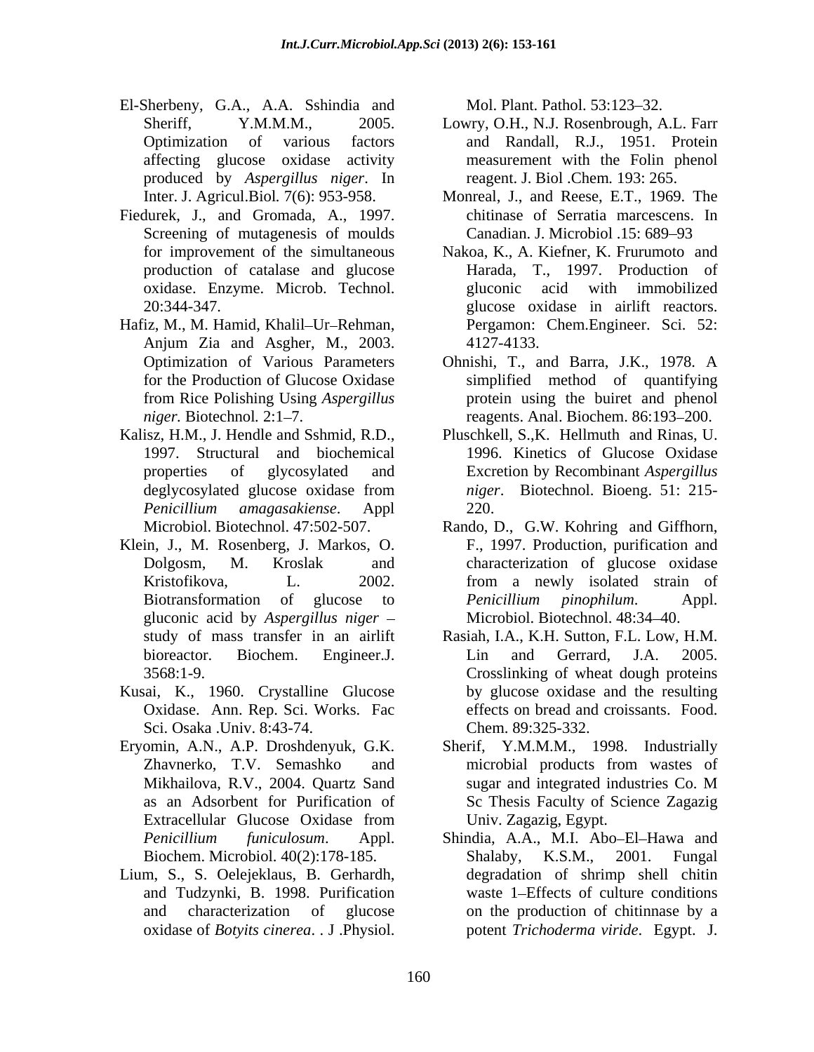El-Sherbeny, G.A., A.A. Sshindia and Sheriff, Y.M.M.M., 2005. Optimization of various factors affecting glucose oxidase activity produced by *Aspergillus niger*. In Inter. J. Agricul.Biol. 7(6): 953-958.

Fiedurek, J., and Gromada, A., 1997. Screening of mutagenesis of moulds for improvement of the simultaneous production of catalase and glucose oxidase. Enzyme. Microb. Technol. 20:344-347.

Hafiz, M., M. Hamid, Khalil–Ur–Rehman, Anjum Zia and Asgher, M., 2003. Optimization of Various Parameters for the Production of Glucose Oxidase from Rice Polishing Using *Aspergillus niger.* Biotechnol. 2:1–7.

Kalisz, H.M., J. Hendle and Sshmid, R.D., 1997. Structural and biochemical properties of glycosylated and deglycosylated glucose oxidase from *Penicillium amagasakiense*. Appl Microbiol. Biotechnol. 47:502-507.

Klein, J., M. Rosenberg, J. Markos, O. Dolgosm, M. Kroslak and Kristofikova, L. 2002. Biotransformation of glucose to gluconic acid by *Aspergillus niger* – study of mass transfer in an airlift bioreactor. Biochem. Engineer.J. 3568:1-9.

Kusai, K., 1960. Crystalline Glucose Oxidase. Ann. Rep. Sci. Works. Fac Sci. Osaka .Univ. 8:43-74.

Eryomin, A.N., A.P. Droshdenyuk, G.K. Zhavnerko, T.V. Semashko and Mikhailova, R.V., 2004. Quartz Sand as an Adsorbent for Purification of Extracellular Glucose Oxidase from *Penicillium funiculosum*. Appl. Biochem. Microbiol. 40(2):178-185.

Lium, S., S. Oelejeklaus, B. Gerhardh, and Tudzynki, B. 1998. Purification and characterization of glucose oxidase of *Botyits cinerea*. . J .Physiol. Mol. Plant. Pathol. 53:123–32.

Lowry, O.H., N.J. Rosenbrough, A.L. Farr and Randall, R.J., 1951. Protein measurement with the Folin phenol reagent. J. Biol .Chem. 193: 265.

Monreal, J., and Reese, E.T., 1969. The chitinase of Serratia marcescens. In Canadian. J. Microbiol .15: 689–93

Nakoa, K., A. Kiefner, K. Frurumoto and Harada, T., 1997. Production of gluconic acid with immobilized glucose oxidase in airlift reactors. Pergamon: Chem.Engineer. Sci. 52: 4127-4133.

Ohnishi, T., and Barra, J.K., 1978. A simplified method of quantifying protein using the buiret and phenol reagents. Anal. Biochem. 86:193–200.

Pluschkell, S.,K. Hellmuth and Rinas, U. 1996. Kinetics of Glucose Oxidase Excretion by Recombinant *Aspergillus niger*. Biotechnol. Bioeng. 51: 215-220.

Rando, D., G.W. Kohring and Giffhorn, F., 1997. Production, purification and characterization of glucose oxidase from a newly isolated strain of *Penicillium pinophilum*. Appl. Microbiol. Biotechnol. 48:34–40.

Rasiah, I.A., K.H. Sutton, F.L. Low, H.M. Lin and Gerrard, J.A. 2005. Crosslinking of wheat dough proteins by glucose oxidase and the resulting effects on bread and croissants. Food. Chem. 89:325-332.

Sherif, Y.M.M.M., 1998. Industrially microbial products from wastes of sugar and integrated industries Co. M Sc Thesis Faculty of Science Zagazig Univ. Zagazig, Egypt.

Shindia, A.A., M.I. Abo–El–Hawa and Shalaby, K.S.M., 2001. Fungal degradation of shrimp shell chitin waste 1–Effects of culture conditions on the production of chitinnase by a potent *Trichoderma viride*. Egypt. J.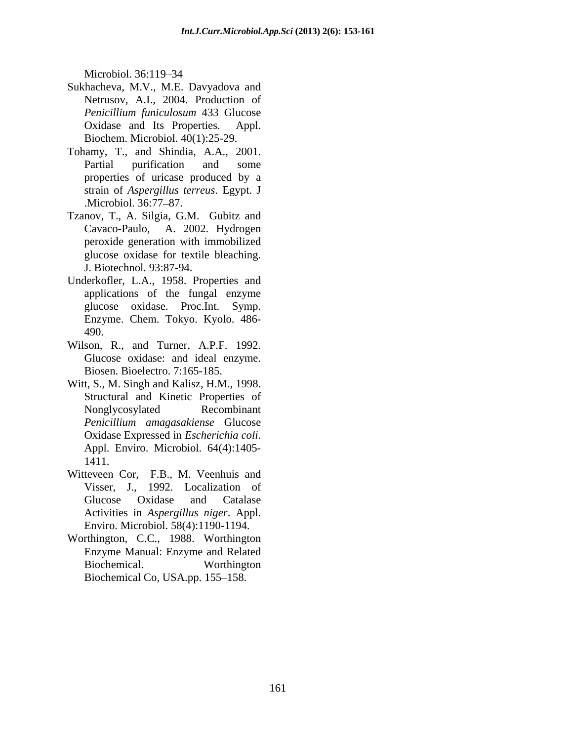Microbiol. 36:119–34

Sukhacheva, M.V., M.E. Davyadova and Netrusov, A.I., 2004. Production of *Penicillium funiculosum* 433 Glucose Oxidase and Its Properties. Appl. Biochem. Microbiol. 40(1):25-29.

Tohamy, T., and Shindia, A.A., 2001. Partial purification and some properties of uricase produced by a strain of *Aspergillus terreus*. Egypt. J .Microbiol. 36:77–87.

Tzanov, T., A. Silgia, G.M. Gubitz and Cavaco-Paulo, A. 2002. Hydrogen peroxide generation with immobilized glucose oxidase for textile bleaching. J. Biotechnol. 93:87-94.

Underkofler, L.A., 1958. Properties and applications of the fungal enzyme glucose oxidase. Proc.Int. Symp. Enzyme. Chem. Tokyo. Kyolo. 486-490.

Wilson, R., and Turner, A.P.F. 1992. Glucose oxidase: and ideal enzyme. Biosen. Bioelectro. 7:165-185.

Witt, S., M. Singh and Kalisz, H.M., 1998. Structural and Kinetic Properties of Nonglycosylated Recombinant *Penicillium amagasakiense* Glucose Oxidase Expressed in *Escherichia coli*. Appl. Enviro. Microbiol. 64(4):1405-1411.

Witteveen Cor, F.B., M. Veenhuis and Visser, J., 1992. Localization of Glucose Oxidase and Catalase Activities in *Aspergillus niger*. Appl. Enviro. Microbiol. 58(4):1190-1194.

Worthington, C.C., 1988. Worthington Enzyme Manual: Enzyme and Related Biochemical. Worthington Biochemical Co, USA.pp. 155–158.